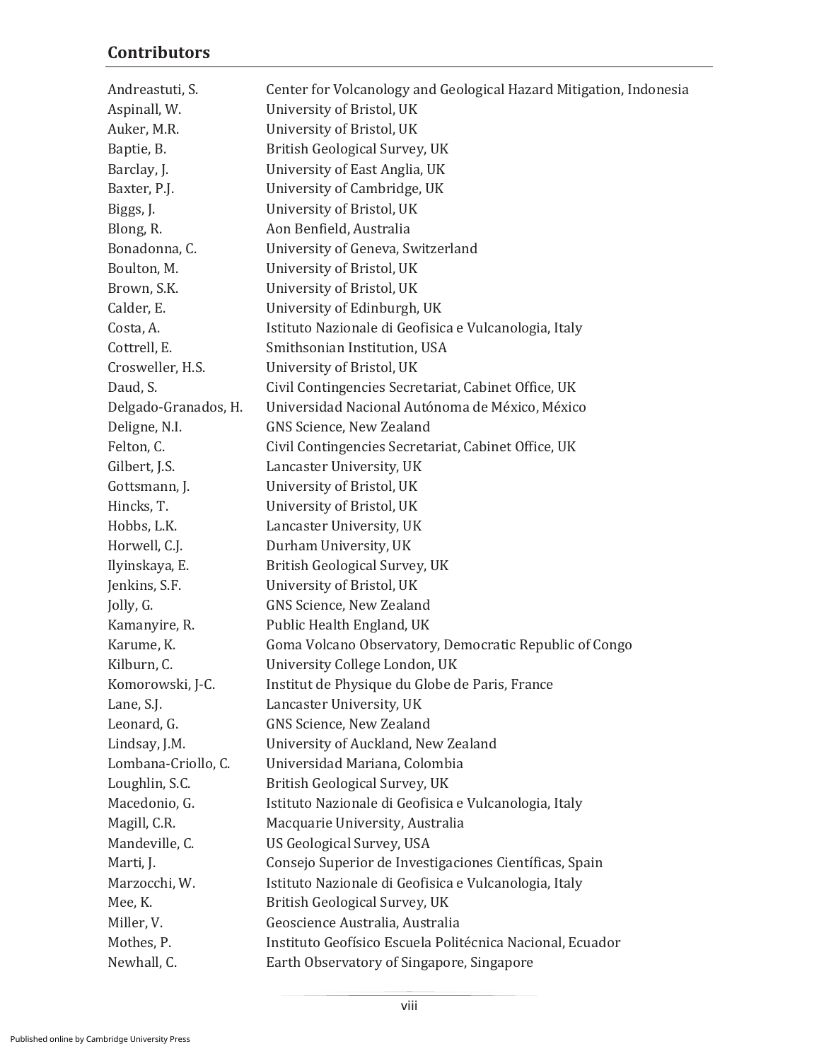## Contributors

| | |
|---|---|
| Andreastuti, S. | Center for Volcanology and Geological Hazard Mitigation, Indonesia |
| Aspinall, W. | University of Bristol, UK |
| Auker, M.R. | University of Bristol, UK |
| Baptie, B. | British Geological Survey, UK |
| Barclay, J. | University of East Anglia, UK |
| Baxter, P.J. | University of Cambridge, UK |
| Biggs, J. | University of Bristol, UK |
| Blong, R. | Aon Benfield, Australia |
| Bonadonna, C. | University of Geneva, Switzerland |
| Boulton, M. | University of Bristol, UK |
| Brown, S.K. | University of Bristol, UK |
| Calder, E. | University of Edinburgh, UK |
| Costa, A. | Istituto Nazionale di Geofisica e Vulcanologia, Italy |
| Cottrell, E. | Smithsonian Institution, USA |
| Crosweller, H.S. | University of Bristol, UK |
| Daud, S. | Civil Contingencies Secretariat, Cabinet Office, UK |
| Delgado-Granados, H. | Universidad Nacional Autónoma de México, México |
| Deligne, N.I. | GNS Science, New Zealand |
| Felton, C. | Civil Contingencies Secretariat, Cabinet Office, UK |
| Gilbert, J.S. | Lancaster University, UK |
| Gottsmann, J. | University of Bristol, UK |
| Hincks, T. | University of Bristol, UK |
| Hobbs, L.K. | Lancaster University, UK |
| Horwell, C.J. | Durham University, UK |
| Ilyinskaya, E. | British Geological Survey, UK |
| Jenkins, S.F. | University of Bristol, UK |
| Jolly, G. | GNS Science, New Zealand |
| Kamanyire, R. | Public Health England, UK |
| Karume, K. | Goma Volcano Observatory, Democratic Republic of Congo |
| Kilburn, C. | University College London, UK |
| Komorowski, J-C. | Institut de Physique du Globe de Paris, France |
| Lane, S.J. | Lancaster University, UK |
| Leonard, G. | GNS Science, New Zealand |
| Lindsay, J.M. | University of Auckland, New Zealand |
| Lombana-Criollo, C. | Universidad Mariana, Colombia |
| Loughlin, S.C. | British Geological Survey, UK |
| Macedonio, G. | Istituto Nazionale di Geofisica e Vulcanologia, Italy |
| Magill, C.R. | Macquarie University, Australia |
| Mandeville, C. | US Geological Survey, USA |
| Marti, J. | Consejo Superior de Investigaciones Científicas, Spain |
| Marzocchi, W. | Istituto Nazionale di Geofisica e Vulcanologia, Italy |
| Mee, K. | British Geological Survey, UK |
| Miller, V. | Geoscience Australia, Australia |
| Mothes, P. | Instituto Geofísico Escuela Politécnica Nacional, Ecuador |
| Newhall, C. | Earth Observatory of Singapore, Singapore |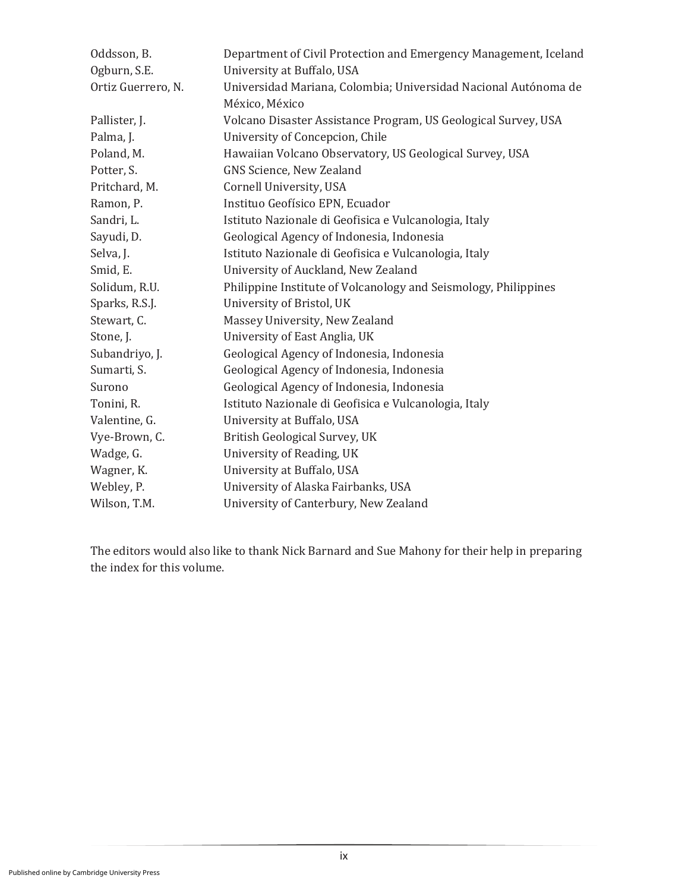| | |
|---|---|
| Oddsson, B. | Department of Civil Protection and Emergency Management, Iceland |
| Ogburn, S.E. | University at Buffalo, USA |
| Ortiz Guerrero, N. | Universidad Mariana, Colombia; Universidad Nacional Autónoma de México, México |
| Pallister, J. | Volcano Disaster Assistance Program, US Geological Survey, USA |
| Palma, J. | University of Concepcion, Chile |
| Poland, M. | Hawaiian Volcano Observatory, US Geological Survey, USA |
| Potter, S. | GNS Science, New Zealand |
| Pritchard, M. | Cornell University, USA |
| Ramon, P. | Instituo Geofísico EPN, Ecuador |
| Sandri, L. | Istituto Nazionale di Geofisica e Vulcanologia, Italy |
| Sayudi, D. | Geological Agency of Indonesia, Indonesia |
| Selva, J. | Istituto Nazionale di Geofisica e Vulcanologia, Italy |
| Smid, E. | University of Auckland, New Zealand |
| Solidum, R.U. | Philippine Institute of Volcanology and Seismology, Philippines |
| Sparks, R.S.J. | University of Bristol, UK |
| Stewart, C. | Massey University, New Zealand |
| Stone, J. | University of East Anglia, UK |
| Subandriyo, J. | Geological Agency of Indonesia, Indonesia |
| Sumarti, S. | Geological Agency of Indonesia, Indonesia |
| Surono | Geological Agency of Indonesia, Indonesia |
| Tonini, R. | Istituto Nazionale di Geofisica e Vulcanologia, Italy |
| Valentine, G. | University at Buffalo, USA |
| Vye-Brown, C. | British Geological Survey, UK |
| Wadge, G. | University of Reading, UK |
| Wagner, K. | University at Buffalo, USA |
| Webley, P. | University of Alaska Fairbanks, USA |
| Wilson, T.M. | University of Canterbury, New Zealand |

The editors would also like to thank Nick Barnard and Sue Mahony for their help in preparing the index for this volume.